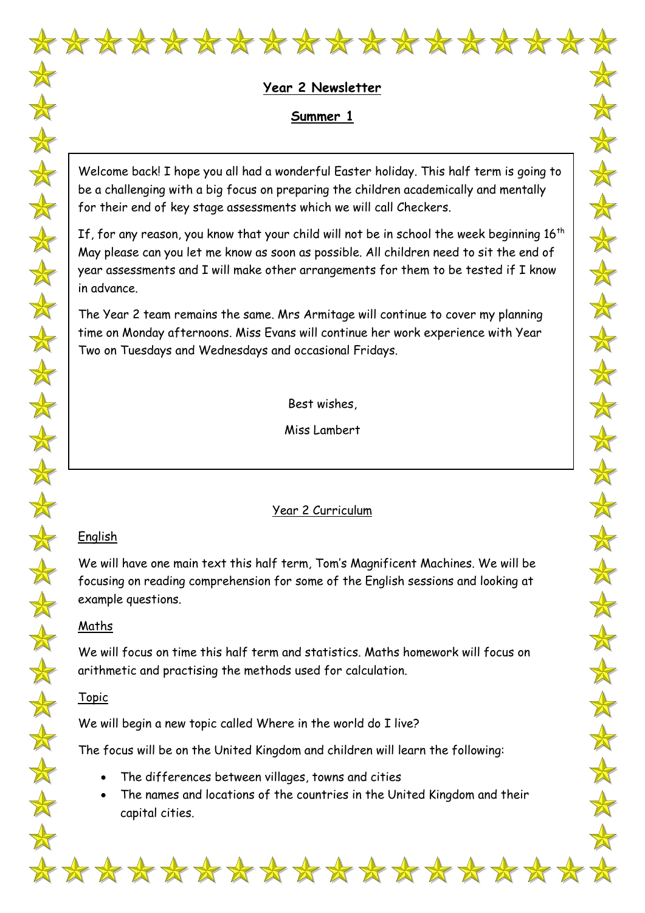# Year 2 Newsletter

## Summer 1

Welcome back! I hope you all had a wonderful Easter holiday. This half term is going to be a challenging with a big focus on preparing the children academically and mentally for their end of key stage assessments which we will call Checkers.

If, for any reason, you know that your child will not be in school the week beginning 16th May please can you let me know as soon as possible. All children need to sit the end of year assessments and I will make other arrangements for them to be tested if I know in advance.

The Year 2 team remains the same. Mrs Armitage will continue to cover my planning time on Monday afternoons. Miss Evans will continue her work experience with Year Two on Tuesdays and Wednesdays and occasional Fridays.

Best wishes,

Miss Lambert

## Year 2 Curriculum

### English

We will have one main text this half term, Tom's Magnificent Machines. We will be focusing on reading comprehension for some of the English sessions and looking at example questions.

### Maths

We will focus on time this half term and statistics. Maths homework will focus on arithmetic and practising the methods used for calculation.

### Topic

We will begin a new topic called Where in the world do I live?

The focus will be on the United Kingdom and children will learn the following:

- The differences between villages, towns and cities
- The names and locations of the countries in the United Kingdom and their capital cities.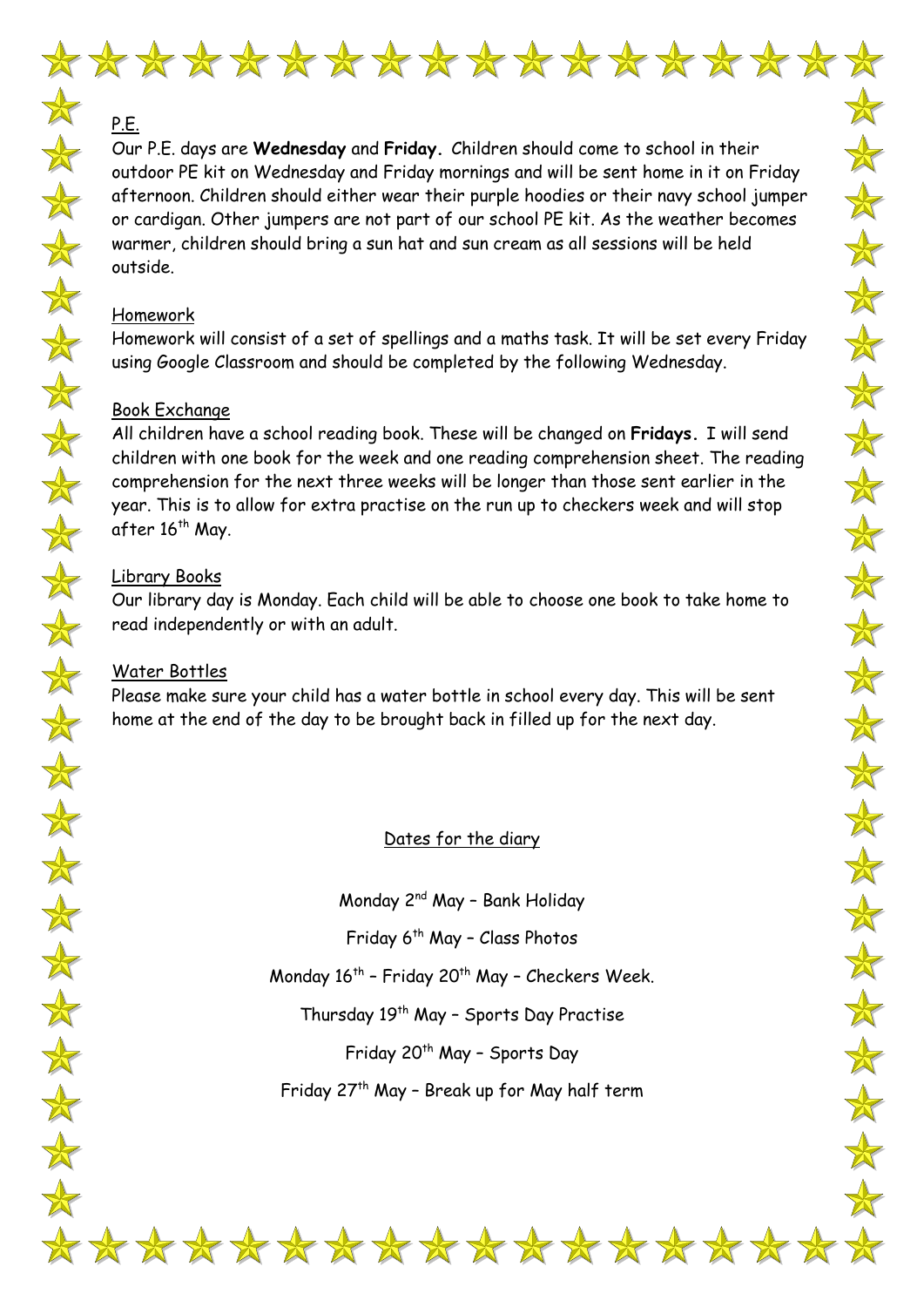## P.E.

Our P.E. days are **Wednesday** and **Friday.** Children should come to school in their outdoor PE kit on Wednesday and Friday mornings and will be sent home in it on Friday afternoon. Children should either wear their purple hoodies or their navy school jumper or cardigan. Other jumpers are not part of our school PE kit. As the weather becomes warmer, children should bring a sun hat and sun cream as all sessions will be held outside.

## Homework

Homework will consist of a set of spellings and a maths task. It will be set every Friday using Google Classroom and should be completed by the following Wednesday.

## Book Exchange

All children have a school reading book. These will be changed on **Fridays.** I will send children with one book for the week and one reading comprehension sheet. The reading comprehension for the next three weeks will be longer than those sent earlier in the year. This is to allow for extra practise on the run up to checkers week and will stop after 16th May.

## Library Books

Our library day is Monday. Each child will be able to choose one book to take home to read independently or with an adult.

## Water Bottles

Please make sure your child has a water bottle in school every day. This will be sent home at the end of the day to be brought back in filled up for the next day.

## Dates for the diary

Monday 2nd May – Bank Holiday

Friday 6th May – Class Photos

Monday 16th – Friday 20th May – Checkers Week.

Thursday 19th May – Sports Day Practise

Friday 20th May – Sports Day

Friday 27th May – Break up for May half term